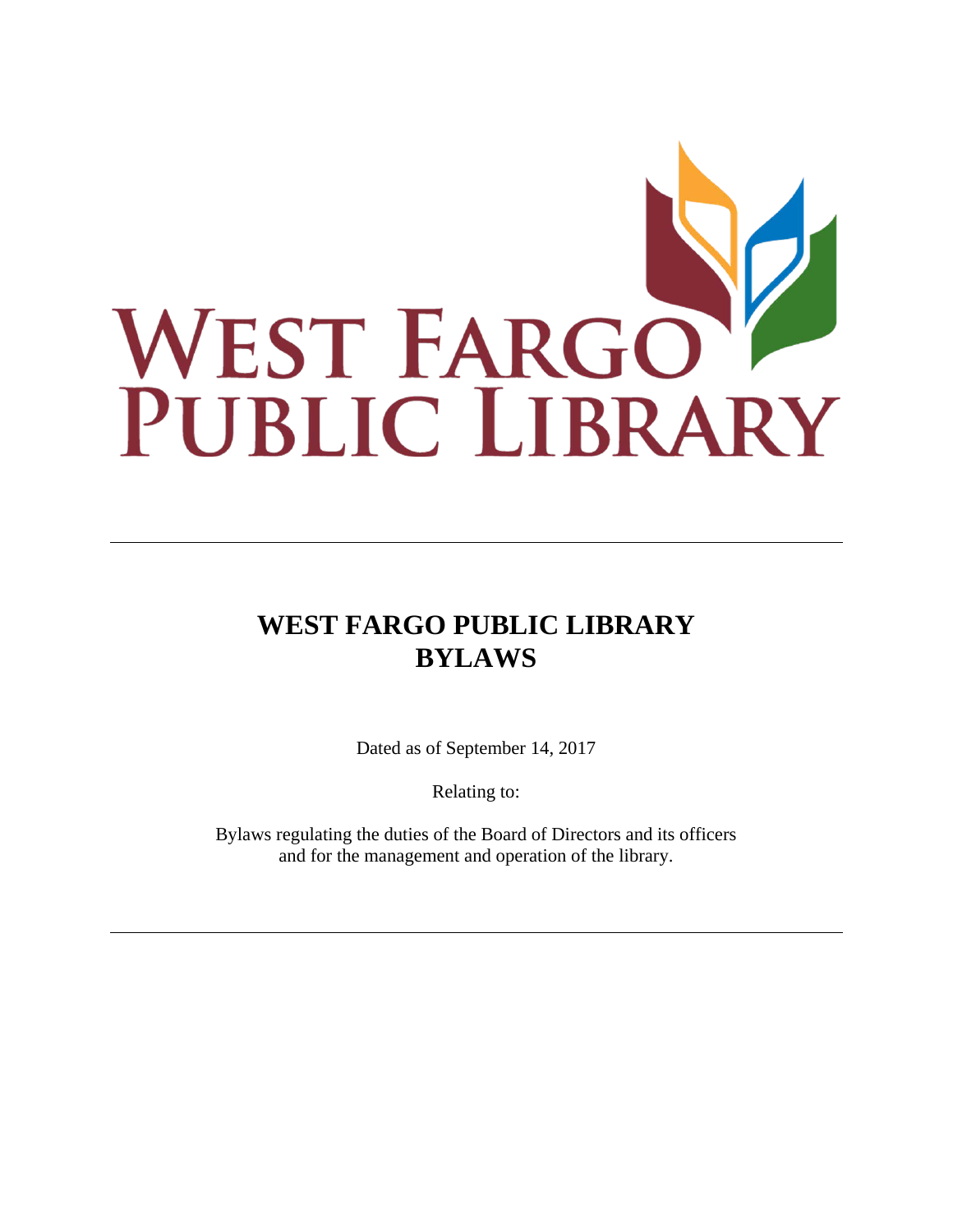# WEST FARGO PUBLIC LIBRARY BYLAWS

Dated as of September 14, 2017

Relating to:

Bylaws regulating the duties of the Board of Directors and its officers and for the management and operation of the library.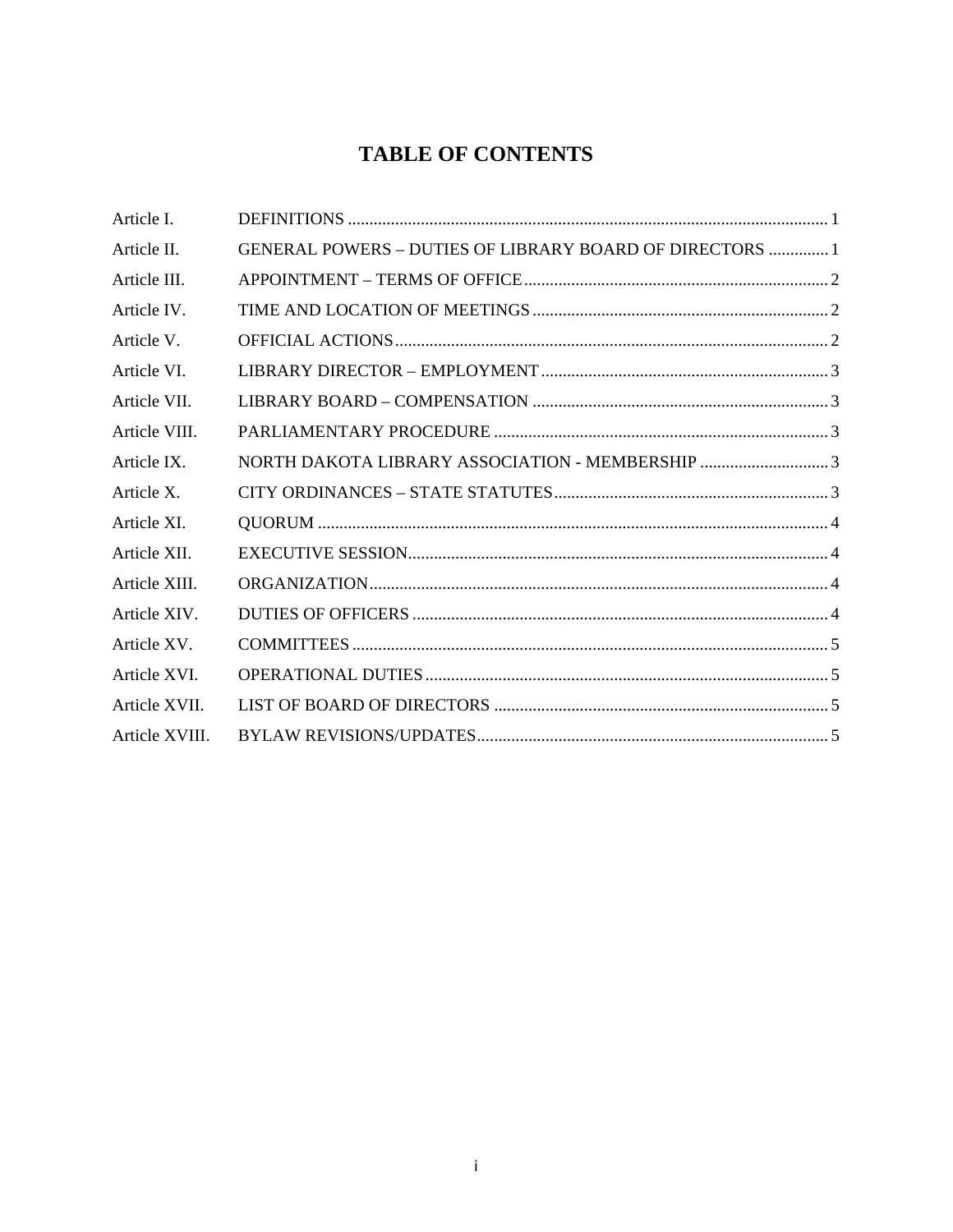# TABLE OF CONTENTS

| | | |
|---|---|---|
| Article I. | DEFINITIONS | 1 |
| Article II. | GENERAL POWERS – DUTIES OF LIBRARY BOARD OF DIRECTORS | 1 |
| Article III. | APPOINTMENT – TERMS OF OFFICE | 2 |
| Article IV. | TIME AND LOCATION OF MEETINGS | 2 |
| Article V. | OFFICIAL ACTIONS | 2 |
| Article VI. | LIBRARY DIRECTOR – EMPLOYMENT | 3 |
| Article VII. | LIBRARY BOARD – COMPENSATION | 3 |
| Article VIII. | PARLIAMENTARY PROCEDURE | 3 |
| Article IX. | NORTH DAKOTA LIBRARY ASSOCIATION - MEMBERSHIP | 3 |
| Article X. | CITY ORDINANCES – STATE STATUTES | 3 |
| Article XI. | QUORUM | 4 |
| Article XII. | EXECUTIVE SESSION | 4 |
| Article XIII. | ORGANIZATION | 4 |
| Article XIV. | DUTIES OF OFFICERS | 4 |
| Article XV. | COMMITTEES | 5 |
| Article XVI. | OPERATIONAL DUTIES | 5 |
| Article XVII. | LIST OF BOARD OF DIRECTORS | 5 |
| Article XVIII. | BYLAW REVISIONS/UPDATES | 5 |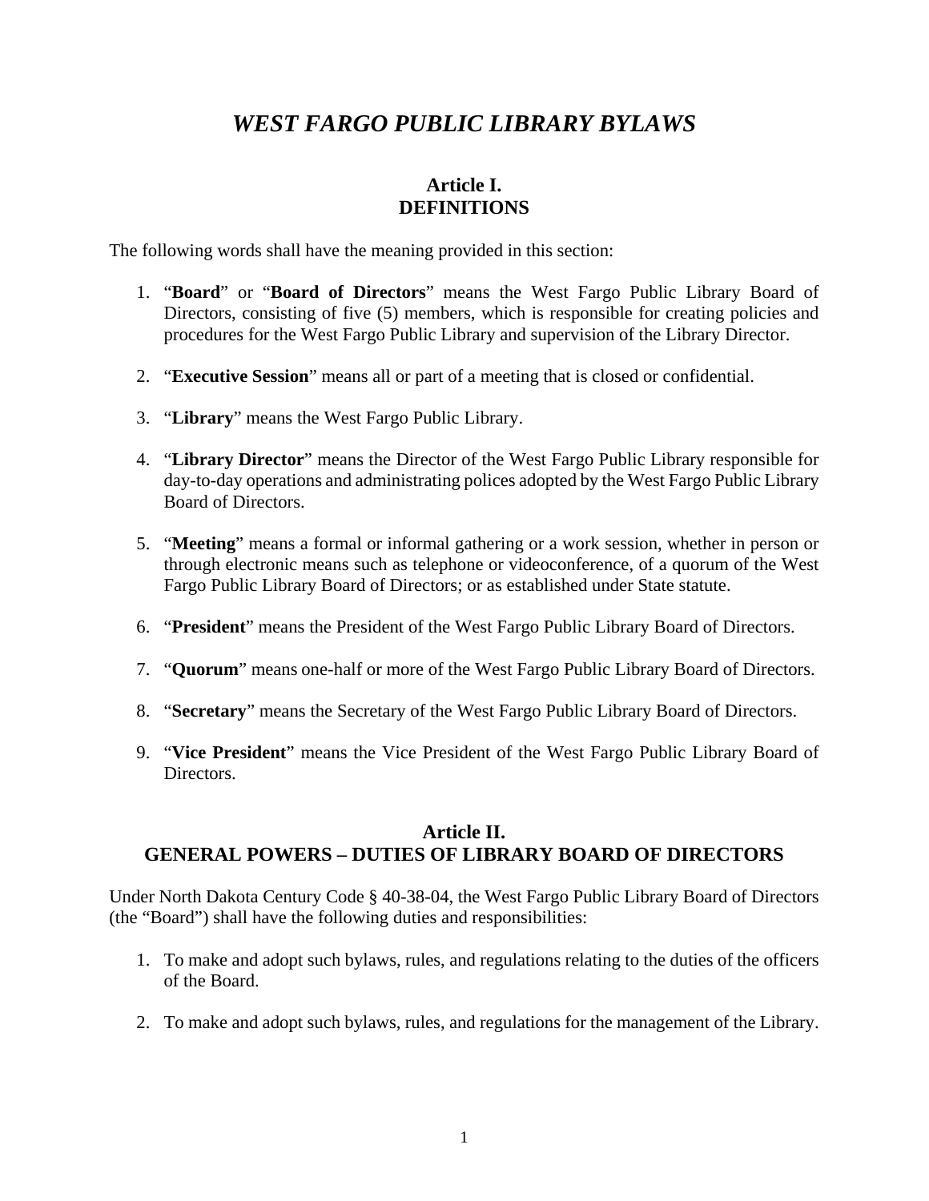# *WEST FARGO PUBLIC LIBRARY BYLAWS*

## Article I.
## DEFINITIONS

The following words shall have the meaning provided in this section:

1. "**Board**" or "**Board of Directors**" means the West Fargo Public Library Board of Directors, consisting of five (5) members, which is responsible for creating policies and procedures for the West Fargo Public Library and supervision of the Library Director.

2. "**Executive Session**" means all or part of a meeting that is closed or confidential.

3. "**Library**" means the West Fargo Public Library.

4. "**Library Director**" means the Director of the West Fargo Public Library responsible for day-to-day operations and administrating polices adopted by the West Fargo Public Library Board of Directors.

5. "**Meeting**" means a formal or informal gathering or a work session, whether in person or through electronic means such as telephone or videoconference, of a quorum of the West Fargo Public Library Board of Directors; or as established under State statute.

6. "**President**" means the President of the West Fargo Public Library Board of Directors.

7. "**Quorum**" means one-half or more of the West Fargo Public Library Board of Directors.

8. "**Secretary**" means the Secretary of the West Fargo Public Library Board of Directors.

9. "**Vice President**" means the Vice President of the West Fargo Public Library Board of Directors.

## Article II.
## GENERAL POWERS – DUTIES OF LIBRARY BOARD OF DIRECTORS

Under North Dakota Century Code § 40-38-04, the West Fargo Public Library Board of Directors (the "Board") shall have the following duties and responsibilities:

1. To make and adopt such bylaws, rules, and regulations relating to the duties of the officers of the Board.

2. To make and adopt such bylaws, rules, and regulations for the management of the Library.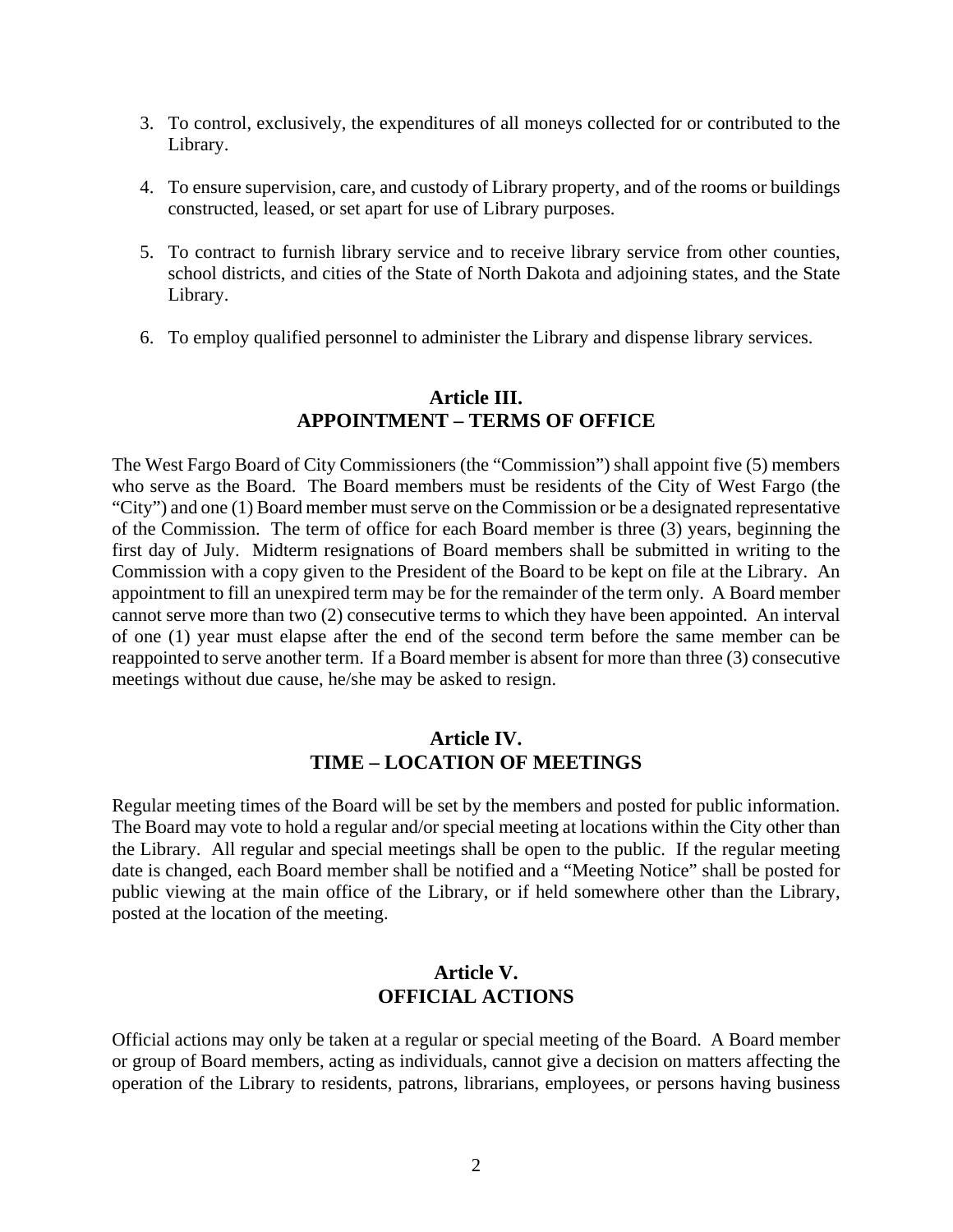3. To control, exclusively, the expenditures of all moneys collected for or contributed to the Library.

4. To ensure supervision, care, and custody of Library property, and of the rooms or buildings constructed, leased, or set apart for use of Library purposes.

5. To contract to furnish library service and to receive library service from other counties, school districts, and cities of the State of North Dakota and adjoining states, and the State Library.

6. To employ qualified personnel to administer the Library and dispense library services.

## Article III.
## APPOINTMENT – TERMS OF OFFICE

The West Fargo Board of City Commissioners (the "Commission") shall appoint five (5) members who serve as the Board. The Board members must be residents of the City of West Fargo (the "City") and one (1) Board member must serve on the Commission or be a designated representative of the Commission. The term of office for each Board member is three (3) years, beginning the first day of July. Midterm resignations of Board members shall be submitted in writing to the Commission with a copy given to the President of the Board to be kept on file at the Library. An appointment to fill an unexpired term may be for the remainder of the term only. A Board member cannot serve more than two (2) consecutive terms to which they have been appointed. An interval of one (1) year must elapse after the end of the second term before the same member can be reappointed to serve another term. If a Board member is absent for more than three (3) consecutive meetings without due cause, he/she may be asked to resign.

## Article IV.
## TIME – LOCATION OF MEETINGS

Regular meeting times of the Board will be set by the members and posted for public information. The Board may vote to hold a regular and/or special meeting at locations within the City other than the Library. All regular and special meetings shall be open to the public. If the regular meeting date is changed, each Board member shall be notified and a "Meeting Notice" shall be posted for public viewing at the main office of the Library, or if held somewhere other than the Library, posted at the location of the meeting.

## Article V.
## OFFICIAL ACTIONS

Official actions may only be taken at a regular or special meeting of the Board. A Board member or group of Board members, acting as individuals, cannot give a decision on matters affecting the operation of the Library to residents, patrons, librarians, employees, or persons having business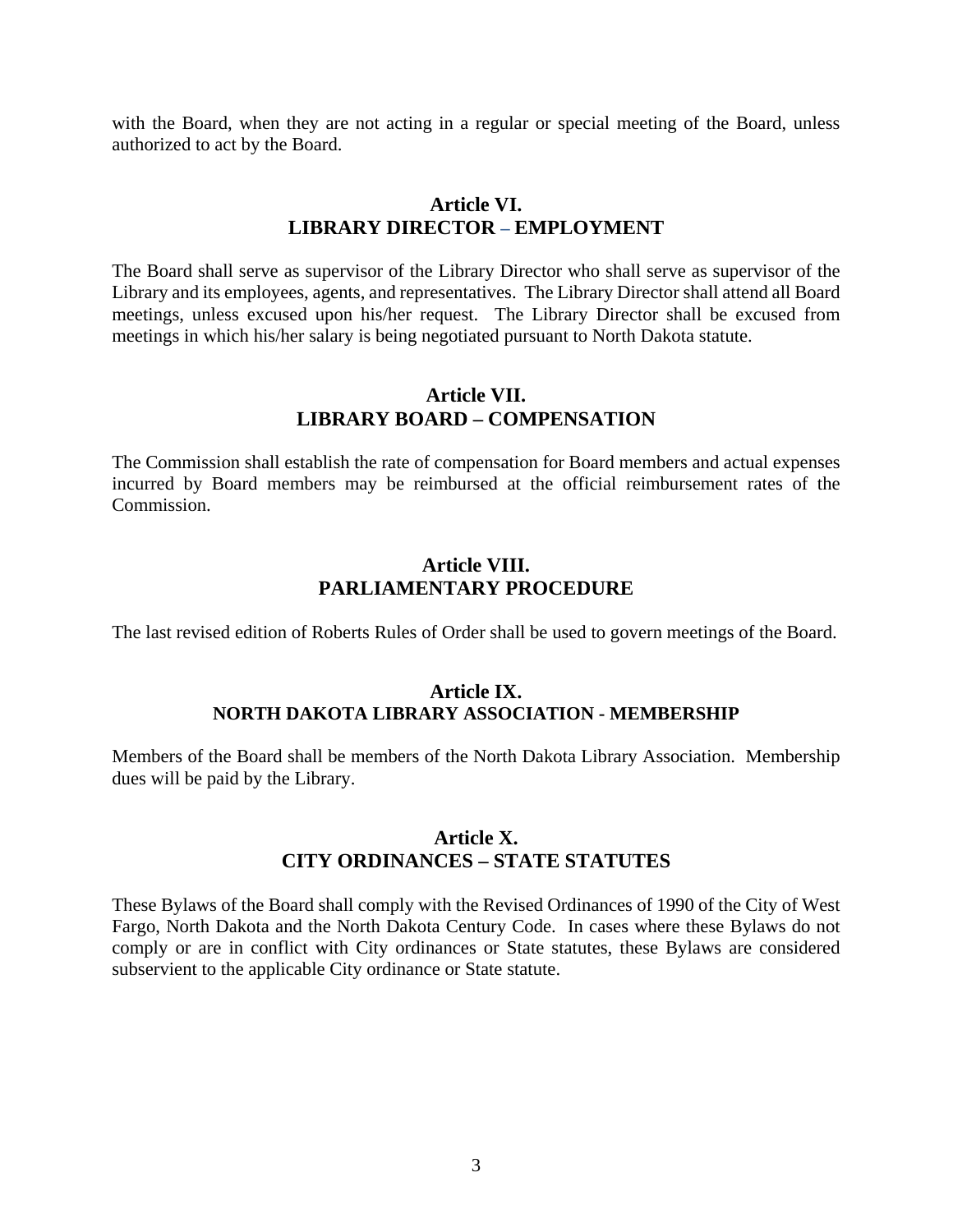with the Board, when they are not acting in a regular or special meeting of the Board, unless authorized to act by the Board.

## Article VI.
## LIBRARY DIRECTOR – EMPLOYMENT

The Board shall serve as supervisor of the Library Director who shall serve as supervisor of the Library and its employees, agents, and representatives. The Library Director shall attend all Board meetings, unless excused upon his/her request. The Library Director shall be excused from meetings in which his/her salary is being negotiated pursuant to North Dakota statute.

## Article VII.
## LIBRARY BOARD – COMPENSATION

The Commission shall establish the rate of compensation for Board members and actual expenses incurred by Board members may be reimbursed at the official reimbursement rates of the Commission.

## Article VIII.
## PARLIAMENTARY PROCEDURE

The last revised edition of Roberts Rules of Order shall be used to govern meetings of the Board.

## Article IX.
## NORTH DAKOTA LIBRARY ASSOCIATION - MEMBERSHIP

Members of the Board shall be members of the North Dakota Library Association. Membership dues will be paid by the Library.

## Article X.
## CITY ORDINANCES – STATE STATUTES

These Bylaws of the Board shall comply with the Revised Ordinances of 1990 of the City of West Fargo, North Dakota and the North Dakota Century Code. In cases where these Bylaws do not comply or are in conflict with City ordinances or State statutes, these Bylaws are considered subservient to the applicable City ordinance or State statute.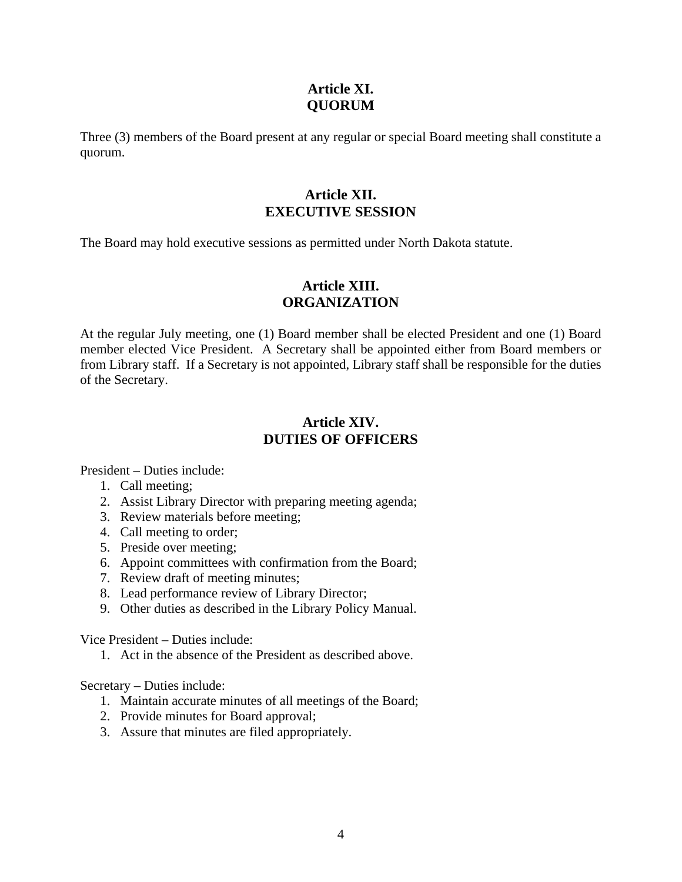## Article XI.
## QUORUM

Three (3) members of the Board present at any regular or special Board meeting shall constitute a quorum.

## Article XII.
## EXECUTIVE SESSION

The Board may hold executive sessions as permitted under North Dakota statute.

## Article XIII.
## ORGANIZATION

At the regular July meeting, one (1) Board member shall be elected President and one (1) Board member elected Vice President. A Secretary shall be appointed either from Board members or from Library staff. If a Secretary is not appointed, Library staff shall be responsible for the duties of the Secretary.

## Article XIV.
## DUTIES OF OFFICERS

President – Duties include:

1. Call meeting;
2. Assist Library Director with preparing meeting agenda;
3. Review materials before meeting;
4. Call meeting to order;
5. Preside over meeting;
6. Appoint committees with confirmation from the Board;
7. Review draft of meeting minutes;
8. Lead performance review of Library Director;
9. Other duties as described in the Library Policy Manual.

Vice President – Duties include:

1. Act in the absence of the President as described above.

Secretary – Duties include:

1. Maintain accurate minutes of all meetings of the Board;
2. Provide minutes for Board approval;
3. Assure that minutes are filed appropriately.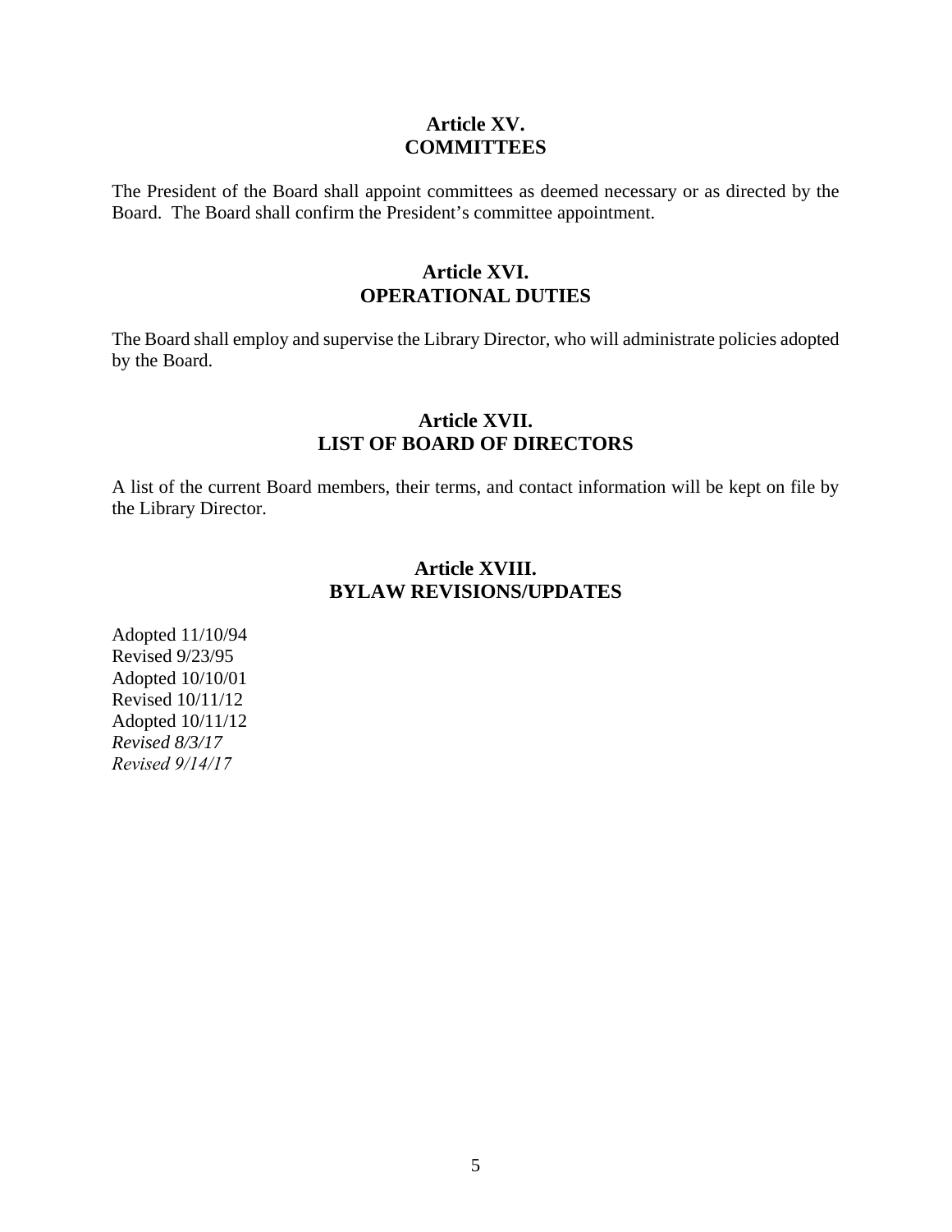## Article XV.
## COMMITTEES

The President of the Board shall appoint committees as deemed necessary or as directed by the Board. The Board shall confirm the President's committee appointment.

## Article XVI.
## OPERATIONAL DUTIES

The Board shall employ and supervise the Library Director, who will administrate policies adopted by the Board.

## Article XVII.
## LIST OF BOARD OF DIRECTORS

A list of the current Board members, their terms, and contact information will be kept on file by the Library Director.

## Article XVIII.
## BYLAW REVISIONS/UPDATES

Adopted 11/10/94
Revised 9/23/95
Adopted 10/10/01
Revised 10/11/12
Adopted 10/11/12
*Revised 8/3/17*
*Revised 9/14/17*